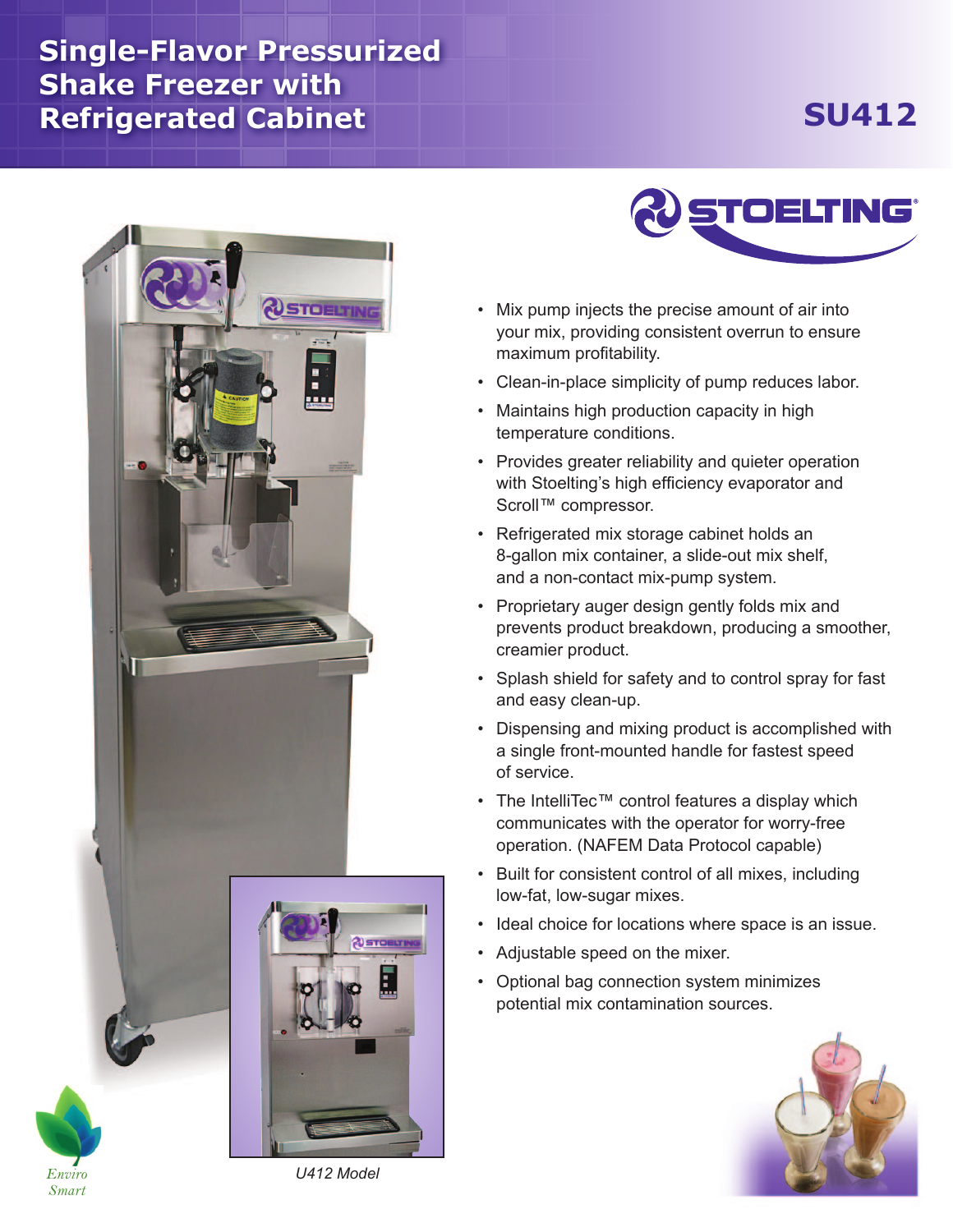# Single-Flavor Pressurized Shake Freezer with Refrigerated Cabinet

## SU412

- Mix pump injects the precise amount of air into your mix, providing consistent overrun to ensure maximum profitability.
- Clean-in-place simplicity of pump reduces labor.
- Maintains high production capacity in high temperature conditions.
- Provides greater reliability and quieter operation with Stoelting's high efficiency evaporator and Scroll™ compressor.
- Refrigerated mix storage cabinet holds an 8-gallon mix container, a slide-out mix shelf, and a non-contact mix-pump system.
- Proprietary auger design gently folds mix and prevents product breakdown, producing a smoother, creamier product.
- Splash shield for safety and to control spray for fast and easy clean-up.
- Dispensing and mixing product is accomplished with a single front-mounted handle for fastest speed of service.
- The IntelliTec™ control features a display which communicates with the operator for worry-free operation. (NAFEM Data Protocol capable)
- Built for consistent control of all mixes, including low-fat, low-sugar mixes.
- Ideal choice for locations where space is an issue.
- Adjustable speed on the mixer.
- Optional bag connection system minimizes potential mix contamination sources.

*U412 Model*

*Enviro Smart*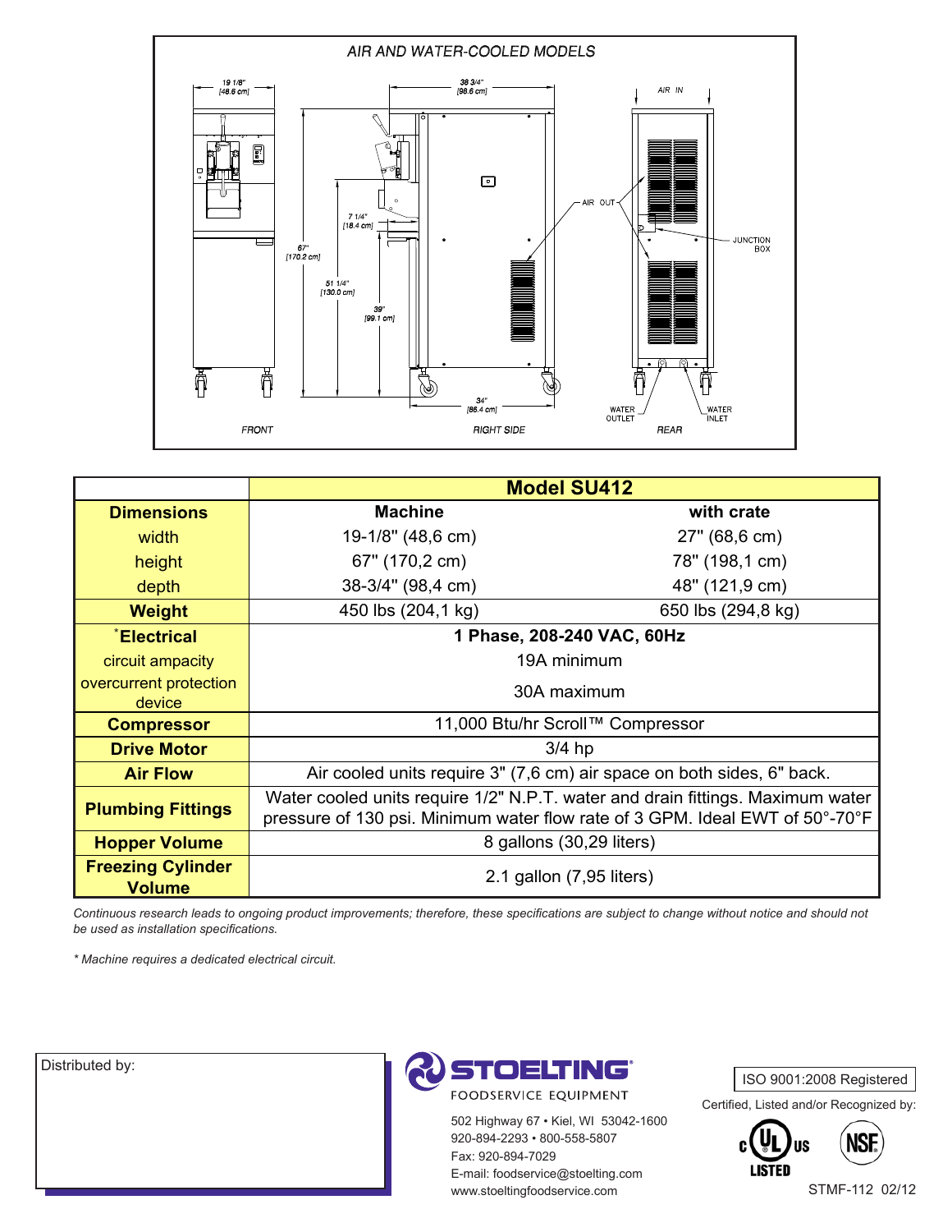AIR AND WATER-COOLED MODELS

19 1/8"
[48.6 cm]

38 3/4"
[98.6 cm]

AIR IN

AIR OUT

JUNCTION BOX

67"
[170.2 cm]

7 1/4"
[18.4 cm]

51 1/4"
[130.0 cm]

39"
[99.1 cm]

34"
[86.4 cm]

WATER OUTLET

WATER INLET

FRONT

RIGHT SIDE

REAR

| | Model SU412 | |
|---|---|---|
| **Dimensions** | **Machine** | **with crate** |
| width | 19-1/8" (48,6 cm) | 27" (68,6 cm) |
| height | 67" (170,2 cm) | 78" (198,1 cm) |
| depth | 38-3/4" (98,4 cm) | 48" (121,9 cm) |
| **Weight** | 450 lbs (204,1 kg) | 650 lbs (294,8 kg) |
| ***Electrical** | **1 Phase, 208-240 VAC, 60Hz** | |
| circuit ampacity | 19A minimum | |
| overcurrent protection device | 30A maximum | |
| **Compressor** | 11,000 Btu/hr Scroll™ Compressor | |
| **Drive Motor** | 3/4 hp | |
| **Air Flow** | Air cooled units require 3" (7,6 cm) air space on both sides, 6" back. | |
| **Plumbing Fittings** | Water cooled units require 1/2" N.P.T. water and drain fittings. Maximum water pressure of 130 psi. Minimum water flow rate of 3 GPM. Ideal EWT of 50°-70°F | |
| **Hopper Volume** | 8 gallons (30,29 liters) | |
| **Freezing Cylinder Volume** | 2.1 gallon (7,95 liters) | |

*Continuous research leads to ongoing product improvements; therefore, these specifications are subject to change without notice and should not be used as installation specifications.*

*\* Machine requires a dedicated electrical circuit.*

Distributed by:

STOELTING
FOODSERVICE EQUIPMENT

502 Highway 67 • Kiel, WI 53042-1600
920-894-2293 • 800-558-5807
Fax: 920-894-7029
E-mail: foodservice@stoelting.com
www.stoeltingfoodservice.com

ISO 9001:2008 Registered

Certified, Listed and/or Recognized by:

c UL us LISTED

NSF

STMF-112 02/12